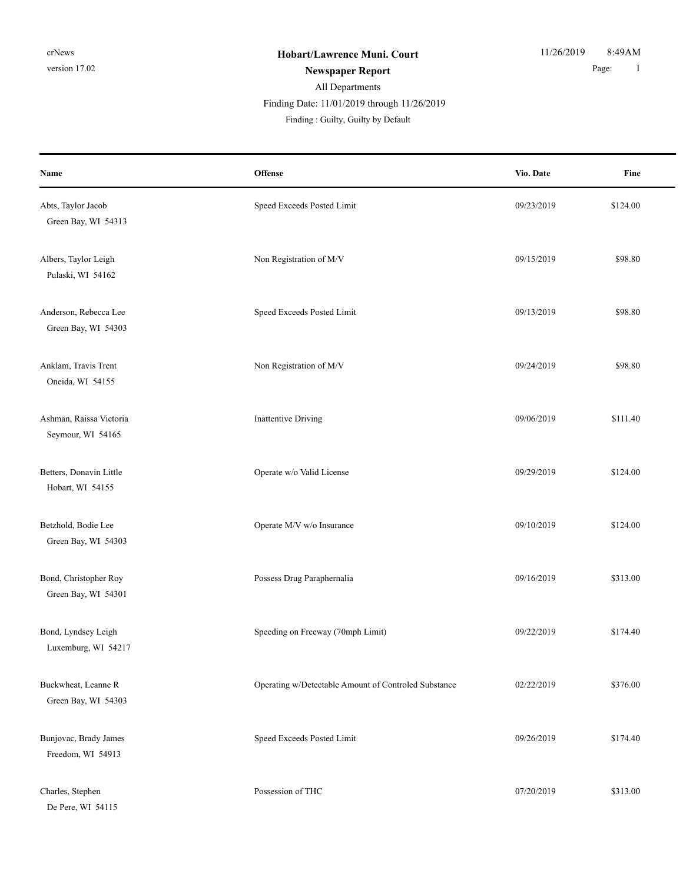crNews
version 17.02

**Hobart/Lawrence Muni. Court**
**Newspaper Report**
All Departments
Finding Date: 11/01/2019 through 11/26/2019
Finding : Guilty, Guilty by Default

11/26/2019 8:49AM

| Name | Offense | Vio. Date | Fine |
|---|---|---|---|
| Abts, Taylor Jacob<br>Green Bay, WI 54313 | Speed Exceeds Posted Limit | 09/23/2019 | $124.00 |
| Albers, Taylor Leigh<br>Pulaski, WI 54162 | Non Registration of M/V | 09/15/2019 | $98.80 |
| Anderson, Rebecca Lee<br>Green Bay, WI 54303 | Speed Exceeds Posted Limit | 09/13/2019 | $98.80 |
| Anklam, Travis Trent<br>Oneida, WI 54155 | Non Registration of M/V | 09/24/2019 | $98.80 |
| Ashman, Raissa Victoria<br>Seymour, WI 54165 | Inattentive Driving | 09/06/2019 | $111.40 |
| Betters, Donavin Little<br>Hobart, WI 54155 | Operate w/o Valid License | 09/29/2019 | $124.00 |
| Betzhold, Bodie Lee<br>Green Bay, WI 54303 | Operate M/V w/o Insurance | 09/10/2019 | $124.00 |
| Bond, Christopher Roy<br>Green Bay, WI 54301 | Possess Drug Paraphernalia | 09/16/2019 | $313.00 |
| Bond, Lyndsey Leigh<br>Luxemburg, WI 54217 | Speeding on Freeway (70mph Limit) | 09/22/2019 | $174.40 |
| Buckwheat, Leanne R<br>Green Bay, WI 54303 | Operating w/Detectable Amount of Controled Substance | 02/22/2019 | $376.00 |
| Bunjovac, Brady James<br>Freedom, WI 54913 | Speed Exceeds Posted Limit | 09/26/2019 | $174.40 |
| Charles, Stephen<br>De Pere, WI 54115 | Possession of THC | 07/20/2019 | $313.00 |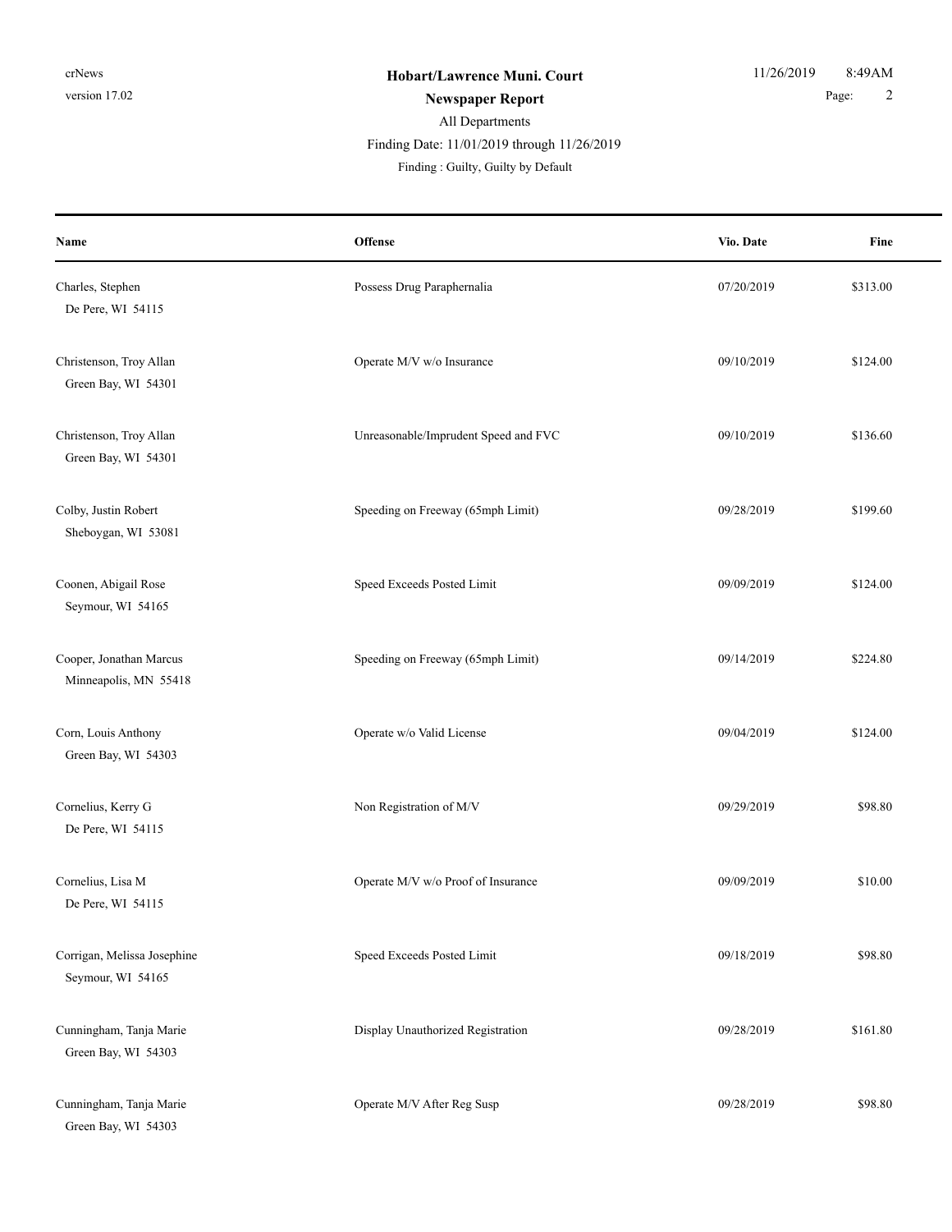**Hobart/Lawrence Muni. Court**

**Newspaper Report**

All Departments

Finding Date: 11/01/2019 through 11/26/2019

Finding : Guilty, Guilty by Default

| Name | Offense | Vio. Date | Fine |
|---|---|---|---|
| Charles, Stephen<br>De Pere, WI 54115 | Possess Drug Paraphernalia | 07/20/2019 | $313.00 |
| Christenson, Troy Allan<br>Green Bay, WI 54301 | Operate M/V w/o Insurance | 09/10/2019 | $124.00 |
| Christenson, Troy Allan<br>Green Bay, WI 54301 | Unreasonable/Imprudent Speed and FVC | 09/10/2019 | $136.60 |
| Colby, Justin Robert<br>Sheboygan, WI 53081 | Speeding on Freeway (65mph Limit) | 09/28/2019 | $199.60 |
| Coonen, Abigail Rose<br>Seymour, WI 54165 | Speed Exceeds Posted Limit | 09/09/2019 | $124.00 |
| Cooper, Jonathan Marcus<br>Minneapolis, MN 55418 | Speeding on Freeway (65mph Limit) | 09/14/2019 | $224.80 |
| Corn, Louis Anthony<br>Green Bay, WI 54303 | Operate w/o Valid License | 09/04/2019 | $124.00 |
| Cornelius, Kerry G<br>De Pere, WI 54115 | Non Registration of M/V | 09/29/2019 | $98.80 |
| Cornelius, Lisa M<br>De Pere, WI 54115 | Operate M/V w/o Proof of Insurance | 09/09/2019 | $10.00 |
| Corrigan, Melissa Josephine<br>Seymour, WI 54165 | Speed Exceeds Posted Limit | 09/18/2019 | $98.80 |
| Cunningham, Tanja Marie<br>Green Bay, WI 54303 | Display Unauthorized Registration | 09/28/2019 | $161.80 |
| Cunningham, Tanja Marie<br>Green Bay, WI 54303 | Operate M/V After Reg Susp | 09/28/2019 | $98.80 |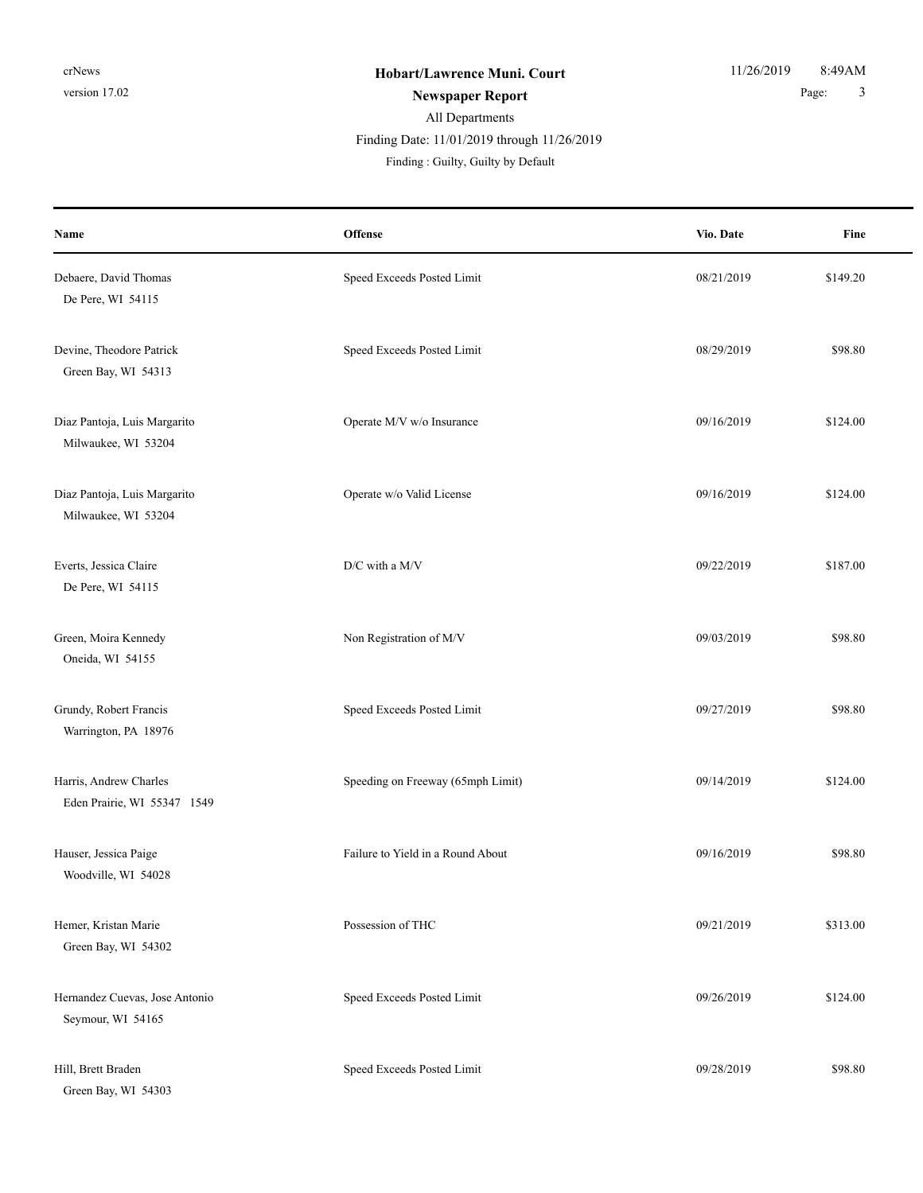**Hobart/Lawrence Muni. Court**

**Newspaper Report**

All Departments

Finding Date: 11/01/2019 through 11/26/2019

Finding : Guilty, Guilty by Default

| Name | Offense | Vio. Date | Fine |
|---|---|---|---|
| Debaere, David Thomas<br>De Pere, WI 54115 | Speed Exceeds Posted Limit | 08/21/2019 | $149.20 |
| Devine, Theodore Patrick<br>Green Bay, WI 54313 | Speed Exceeds Posted Limit | 08/29/2019 | $98.80 |
| Diaz Pantoja, Luis Margarito<br>Milwaukee, WI 53204 | Operate M/V w/o Insurance | 09/16/2019 | $124.00 |
| Diaz Pantoja, Luis Margarito<br>Milwaukee, WI 53204 | Operate w/o Valid License | 09/16/2019 | $124.00 |
| Everts, Jessica Claire<br>De Pere, WI 54115 | D/C with a M/V | 09/22/2019 | $187.00 |
| Green, Moira Kennedy<br>Oneida, WI 54155 | Non Registration of M/V | 09/03/2019 | $98.80 |
| Grundy, Robert Francis<br>Warrington, PA 18976 | Speed Exceeds Posted Limit | 09/27/2019 | $98.80 |
| Harris, Andrew Charles<br>Eden Prairie, WI 55347 1549 | Speeding on Freeway (65mph Limit) | 09/14/2019 | $124.00 |
| Hauser, Jessica Paige<br>Woodville, WI 54028 | Failure to Yield in a Round About | 09/16/2019 | $98.80 |
| Hemer, Kristan Marie<br>Green Bay, WI 54302 | Possession of THC | 09/21/2019 | $313.00 |
| Hernandez Cuevas, Jose Antonio<br>Seymour, WI 54165 | Speed Exceeds Posted Limit | 09/26/2019 | $124.00 |
| Hill, Brett Braden<br>Green Bay, WI 54303 | Speed Exceeds Posted Limit | 09/28/2019 | $98.80 |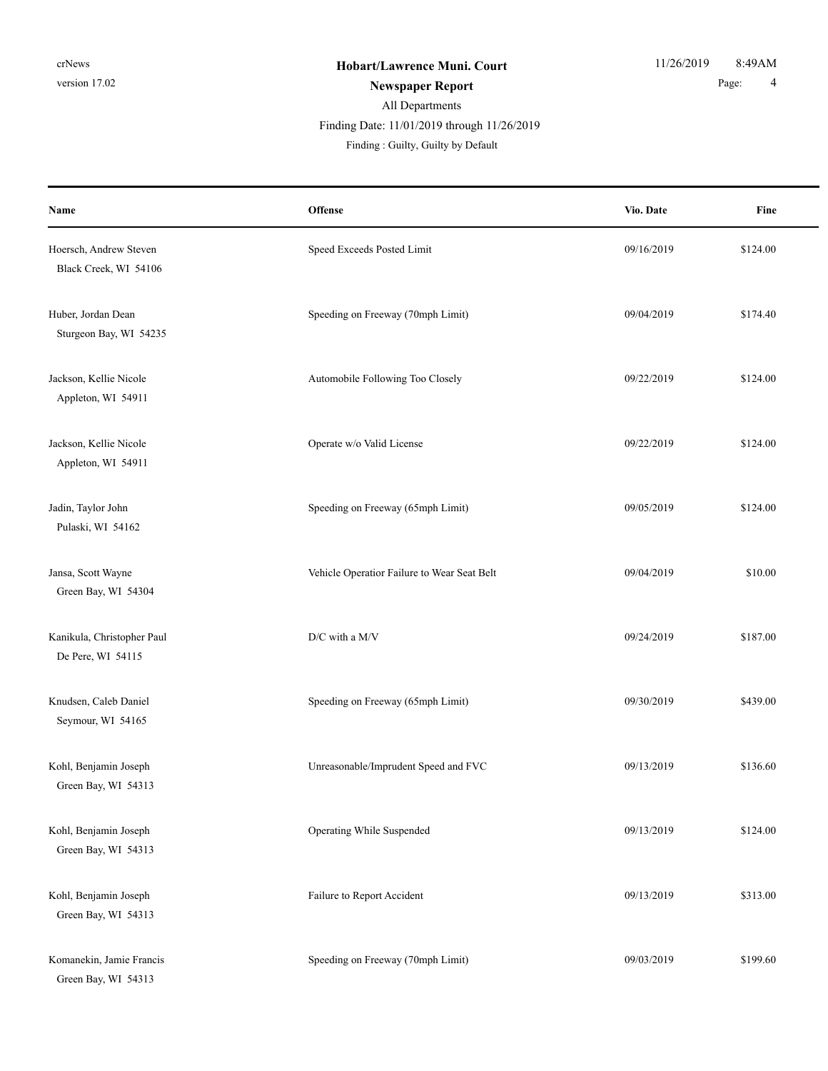**Hobart/Lawrence Muni. Court**

**Newspaper Report**

All Departments

Finding Date: 11/01/2019 through 11/26/2019

Finding : Guilty, Guilty by Default

| Name | Offense | Vio. Date | Fine |
|---|---|---|---|
| Hoersch, Andrew Steven<br>Black Creek, WI 54106 | Speed Exceeds Posted Limit | 09/16/2019 | $124.00 |
| Huber, Jordan Dean<br>Sturgeon Bay, WI 54235 | Speeding on Freeway (70mph Limit) | 09/04/2019 | $174.40 |
| Jackson, Kellie Nicole<br>Appleton, WI 54911 | Automobile Following Too Closely | 09/22/2019 | $124.00 |
| Jackson, Kellie Nicole<br>Appleton, WI 54911 | Operate w/o Valid License | 09/22/2019 | $124.00 |
| Jadin, Taylor John<br>Pulaski, WI 54162 | Speeding on Freeway (65mph Limit) | 09/05/2019 | $124.00 |
| Jansa, Scott Wayne<br>Green Bay, WI 54304 | Vehicle Operatior Failure to Wear Seat Belt | 09/04/2019 | $10.00 |
| Kanikula, Christopher Paul<br>De Pere, WI 54115 | D/C with a M/V | 09/24/2019 | $187.00 |
| Knudsen, Caleb Daniel<br>Seymour, WI 54165 | Speeding on Freeway (65mph Limit) | 09/30/2019 | $439.00 |
| Kohl, Benjamin Joseph<br>Green Bay, WI 54313 | Unreasonable/Imprudent Speed and FVC | 09/13/2019 | $136.60 |
| Kohl, Benjamin Joseph<br>Green Bay, WI 54313 | Operating While Suspended | 09/13/2019 | $124.00 |
| Kohl, Benjamin Joseph<br>Green Bay, WI 54313 | Failure to Report Accident | 09/13/2019 | $313.00 |
| Komanekin, Jamie Francis<br>Green Bay, WI 54313 | Speeding on Freeway (70mph Limit) | 09/03/2019 | $199.60 |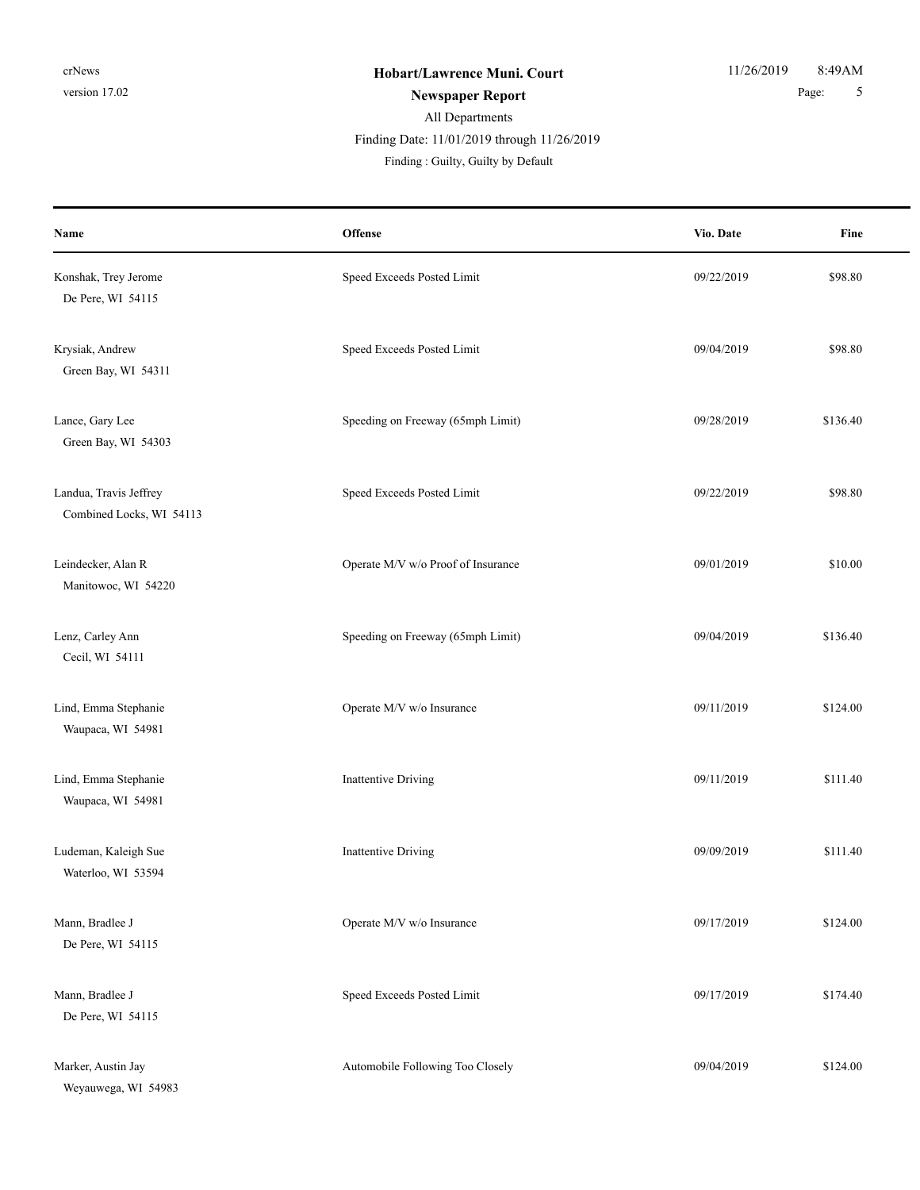| Name | Offense | Vio. Date | Fine |
|---|---|---|---|
| Konshak, Trey Jerome<br>De Pere, WI 54115 | Speed Exceeds Posted Limit | 09/22/2019 | $98.80 |
| Krysiak, Andrew<br>Green Bay, WI 54311 | Speed Exceeds Posted Limit | 09/04/2019 | $98.80 |
| Lance, Gary Lee<br>Green Bay, WI 54303 | Speeding on Freeway (65mph Limit) | 09/28/2019 | $136.40 |
| Landua, Travis Jeffrey<br>Combined Locks, WI 54113 | Speed Exceeds Posted Limit | 09/22/2019 | $98.80 |
| Leindecker, Alan R<br>Manitowoc, WI 54220 | Operate M/V w/o Proof of Insurance | 09/01/2019 | $10.00 |
| Lenz, Carley Ann<br>Cecil, WI 54111 | Speeding on Freeway (65mph Limit) | 09/04/2019 | $136.40 |
| Lind, Emma Stephanie<br>Waupaca, WI 54981 | Operate M/V w/o Insurance | 09/11/2019 | $124.00 |
| Lind, Emma Stephanie<br>Waupaca, WI 54981 | Inattentive Driving | 09/11/2019 | $111.40 |
| Ludeman, Kaleigh Sue<br>Waterloo, WI 53594 | Inattentive Driving | 09/09/2019 | $111.40 |
| Mann, Bradlee J<br>De Pere, WI 54115 | Operate M/V w/o Insurance | 09/17/2019 | $124.00 |
| Mann, Bradlee J<br>De Pere, WI 54115 | Speed Exceeds Posted Limit | 09/17/2019 | $174.40 |
| Marker, Austin Jay<br>Weyauwega, WI 54983 | Automobile Following Too Closely | 09/04/2019 | $124.00 |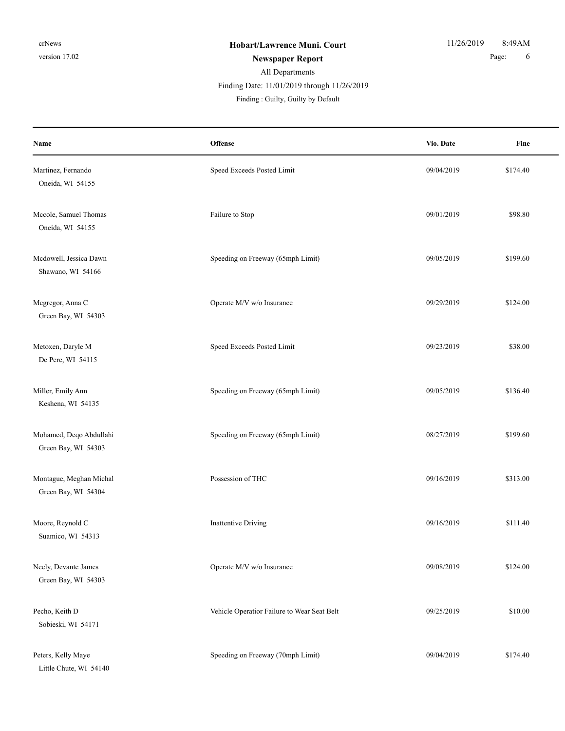**Hobart/Lawrence Muni. Court**

**Newspaper Report**

All Departments

Finding Date: 11/01/2019 through 11/26/2019

Finding : Guilty, Guilty by Default

| Name | Offense | Vio. Date | Fine |
|---|---|---|---|
| Martinez, Fernando<br>Oneida, WI 54155 | Speed Exceeds Posted Limit | 09/04/2019 | $174.40 |
| Mccole, Samuel Thomas<br>Oneida, WI 54155 | Failure to Stop | 09/01/2019 | $98.80 |
| Mcdowell, Jessica Dawn<br>Shawano, WI 54166 | Speeding on Freeway (65mph Limit) | 09/05/2019 | $199.60 |
| Mcgregor, Anna C<br>Green Bay, WI 54303 | Operate M/V w/o Insurance | 09/29/2019 | $124.00 |
| Metoxen, Daryle M<br>De Pere, WI 54115 | Speed Exceeds Posted Limit | 09/23/2019 | $38.00 |
| Miller, Emily Ann<br>Keshena, WI 54135 | Speeding on Freeway (65mph Limit) | 09/05/2019 | $136.40 |
| Mohamed, Deqo Abdullahi<br>Green Bay, WI 54303 | Speeding on Freeway (65mph Limit) | 08/27/2019 | $199.60 |
| Montague, Meghan Michal<br>Green Bay, WI 54304 | Possession of THC | 09/16/2019 | $313.00 |
| Moore, Reynold C<br>Suamico, WI 54313 | Inattentive Driving | 09/16/2019 | $111.40 |
| Neely, Devante James<br>Green Bay, WI 54303 | Operate M/V w/o Insurance | 09/08/2019 | $124.00 |
| Pecho, Keith D<br>Sobieski, WI 54171 | Vehicle Operatior Failure to Wear Seat Belt | 09/25/2019 | $10.00 |
| Peters, Kelly Maye<br>Little Chute, WI 54140 | Speeding on Freeway (70mph Limit) | 09/04/2019 | $174.40 |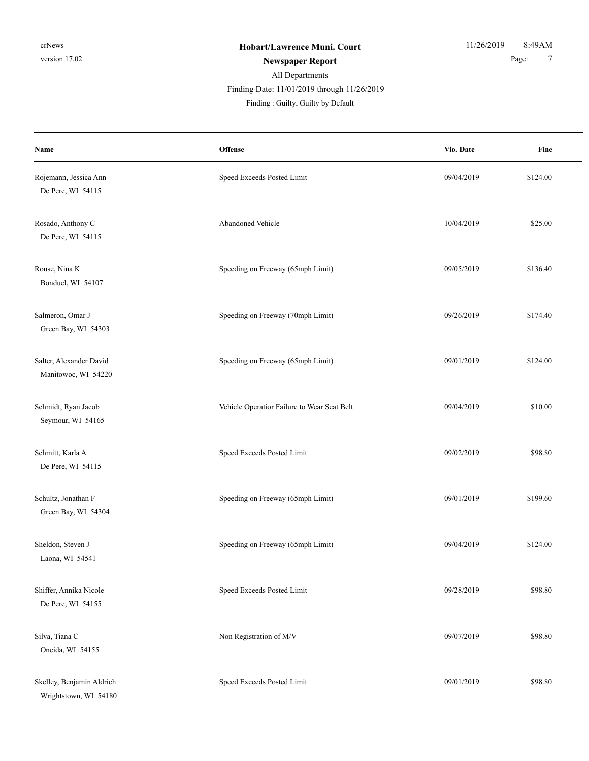crNews
version 17.02

**Hobart/Lawrence Muni. Court**

**Newspaper Report**

All Departments

Finding Date: 11/01/2019 through 11/26/2019

Finding : Guilty, Guilty by Default

11/26/2019 8:49AM

| Name | Offense | Vio. Date | Fine |
|---|---|---|---|
| Rojemann, Jessica Ann<br>De Pere, WI 54115 | Speed Exceeds Posted Limit | 09/04/2019 | $124.00 |
| Rosado, Anthony C<br>De Pere, WI 54115 | Abandoned Vehicle | 10/04/2019 | $25.00 |
| Rouse, Nina K<br>Bonduel, WI 54107 | Speeding on Freeway (65mph Limit) | 09/05/2019 | $136.40 |
| Salmeron, Omar J<br>Green Bay, WI 54303 | Speeding on Freeway (70mph Limit) | 09/26/2019 | $174.40 |
| Salter, Alexander David<br>Manitowoc, WI 54220 | Speeding on Freeway (65mph Limit) | 09/01/2019 | $124.00 |
| Schmidt, Ryan Jacob<br>Seymour, WI 54165 | Vehicle Operatior Failure to Wear Seat Belt | 09/04/2019 | $10.00 |
| Schmitt, Karla A<br>De Pere, WI 54115 | Speed Exceeds Posted Limit | 09/02/2019 | $98.80 |
| Schultz, Jonathan F<br>Green Bay, WI 54304 | Speeding on Freeway (65mph Limit) | 09/01/2019 | $199.60 |
| Sheldon, Steven J<br>Laona, WI 54541 | Speeding on Freeway (65mph Limit) | 09/04/2019 | $124.00 |
| Shiffer, Annika Nicole<br>De Pere, WI 54155 | Speed Exceeds Posted Limit | 09/28/2019 | $98.80 |
| Silva, Tiana C<br>Oneida, WI 54155 | Non Registration of M/V | 09/07/2019 | $98.80 |
| Skelley, Benjamin Aldrich<br>Wrightstown, WI 54180 | Speed Exceeds Posted Limit | 09/01/2019 | $98.80 |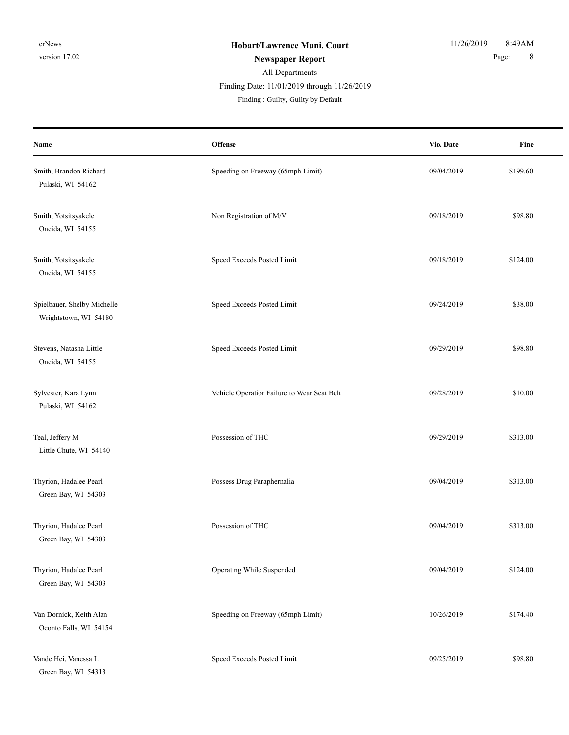| Name | Offense | Vio. Date | Fine |
|---|---|---|---|
| Smith, Brandon Richard<br>Pulaski, WI 54162 | Speeding on Freeway (65mph Limit) | 09/04/2019 | $199.60 |
| Smith, Yotsitsyakele<br>Oneida, WI 54155 | Non Registration of M/V | 09/18/2019 | $98.80 |
| Smith, Yotsitsyakele<br>Oneida, WI 54155 | Speed Exceeds Posted Limit | 09/18/2019 | $124.00 |
| Spielbauer, Shelby Michelle<br>Wrightstown, WI 54180 | Speed Exceeds Posted Limit | 09/24/2019 | $38.00 |
| Stevens, Natasha Little<br>Oneida, WI 54155 | Speed Exceeds Posted Limit | 09/29/2019 | $98.80 |
| Sylvester, Kara Lynn<br>Pulaski, WI 54162 | Vehicle Operatior Failure to Wear Seat Belt | 09/28/2019 | $10.00 |
| Teal, Jeffery M<br>Little Chute, WI 54140 | Possession of THC | 09/29/2019 | $313.00 |
| Thyrion, Hadalee Pearl<br>Green Bay, WI 54303 | Possess Drug Paraphernalia | 09/04/2019 | $313.00 |
| Thyrion, Hadalee Pearl<br>Green Bay, WI 54303 | Possession of THC | 09/04/2019 | $313.00 |
| Thyrion, Hadalee Pearl<br>Green Bay, WI 54303 | Operating While Suspended | 09/04/2019 | $124.00 |
| Van Dornick, Keith Alan<br>Oconto Falls, WI 54154 | Speeding on Freeway (65mph Limit) | 10/26/2019 | $174.40 |
| Vande Hei, Vanessa L<br>Green Bay, WI 54313 | Speed Exceeds Posted Limit | 09/25/2019 | $98.80 |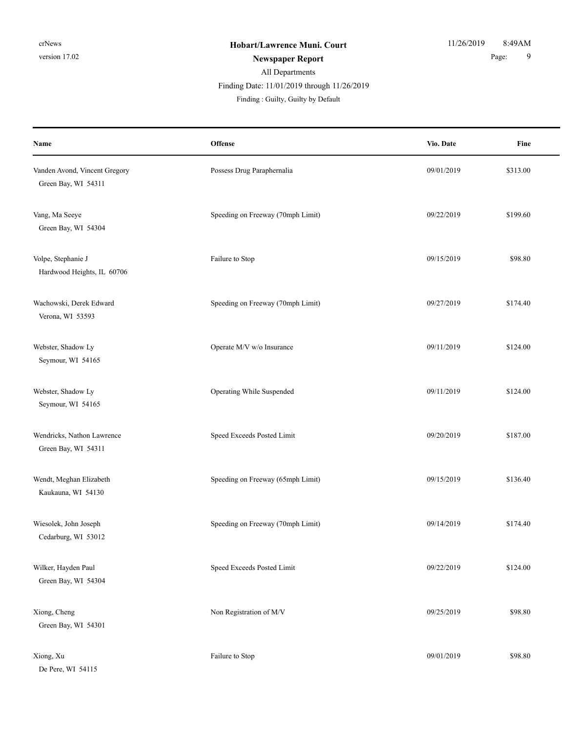**Hobart/Lawrence Muni. Court**

**Newspaper Report**

All Departments

Finding Date: 11/01/2019 through 11/26/2019

Finding : Guilty, Guilty by Default

| Name | Offense | Vio. Date | Fine |
| --- | --- | --- | --- |
| Vanden Avond, Vincent Gregory<br>Green Bay, WI 54311 | Possess Drug Paraphernalia | 09/01/2019 | $313.00 |
| Vang, Ma Seeye<br>Green Bay, WI 54304 | Speeding on Freeway (70mph Limit) | 09/22/2019 | $199.60 |
| Volpe, Stephanie J<br>Hardwood Heights, IL 60706 | Failure to Stop | 09/15/2019 | $98.80 |
| Wachowski, Derek Edward<br>Verona, WI 53593 | Speeding on Freeway (70mph Limit) | 09/27/2019 | $174.40 |
| Webster, Shadow Ly<br>Seymour, WI 54165 | Operate M/V w/o Insurance | 09/11/2019 | $124.00 |
| Webster, Shadow Ly<br>Seymour, WI 54165 | Operating While Suspended | 09/11/2019 | $124.00 |
| Wendricks, Nathon Lawrence<br>Green Bay, WI 54311 | Speed Exceeds Posted Limit | 09/20/2019 | $187.00 |
| Wendt, Meghan Elizabeth<br>Kaukauna, WI 54130 | Speeding on Freeway (65mph Limit) | 09/15/2019 | $136.40 |
| Wiesolek, John Joseph<br>Cedarburg, WI 53012 | Speeding on Freeway (70mph Limit) | 09/14/2019 | $174.40 |
| Wilker, Hayden Paul<br>Green Bay, WI 54304 | Speed Exceeds Posted Limit | 09/22/2019 | $124.00 |
| Xiong, Cheng<br>Green Bay, WI 54301 | Non Registration of M/V | 09/25/2019 | $98.80 |
| Xiong, Xu<br>De Pere, WI 54115 | Failure to Stop | 09/01/2019 | $98.80 |